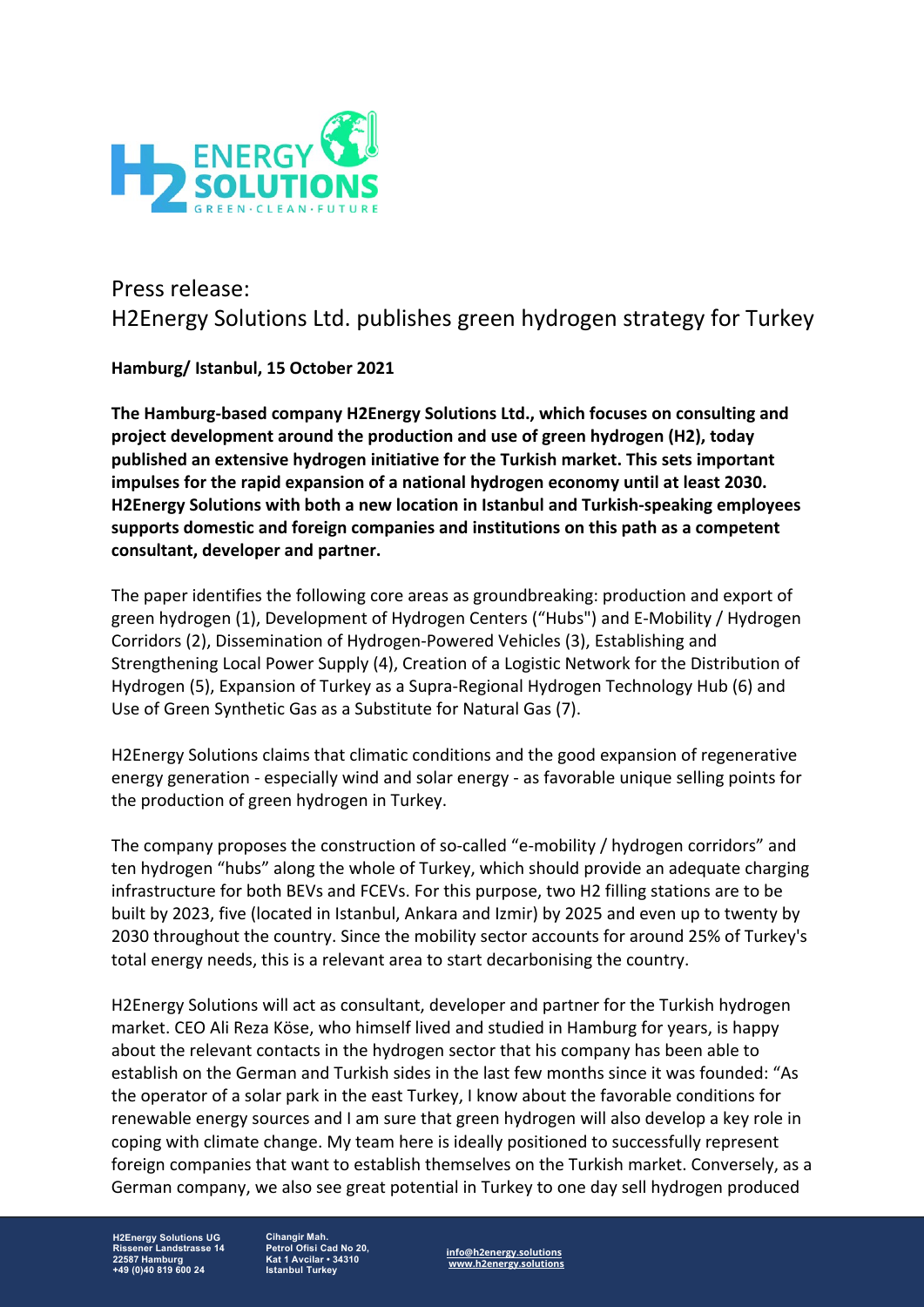# Press release:
# H2Energy Solutions Ltd. publishes green hydrogen strategy for Turkey

**Hamburg/ Istanbul, 15 October 2021**

**The Hamburg-based company H2Energy Solutions Ltd., which focuses on consulting and project development around the production and use of green hydrogen (H2), today published an extensive hydrogen initiative for the Turkish market. This sets important impulses for the rapid expansion of a national hydrogen economy until at least 2030. H2Energy Solutions with both a new location in Istanbul and Turkish-speaking employees supports domestic and foreign companies and institutions on this path as a competent consultant, developer and partner.**

The paper identifies the following core areas as groundbreaking: production and export of green hydrogen (1), Development of Hydrogen Centers ("Hubs") and E-Mobility / Hydrogen Corridors (2), Dissemination of Hydrogen-Powered Vehicles (3), Establishing and Strengthening Local Power Supply (4), Creation of a Logistic Network for the Distribution of Hydrogen (5), Expansion of Turkey as a Supra-Regional Hydrogen Technology Hub (6) and Use of Green Synthetic Gas as a Substitute for Natural Gas (7).

H2Energy Solutions claims that climatic conditions and the good expansion of regenerative energy generation - especially wind and solar energy - as favorable unique selling points for the production of green hydrogen in Turkey.

The company proposes the construction of so-called "e-mobility / hydrogen corridors" and ten hydrogen "hubs" along the whole of Turkey, which should provide an adequate charging infrastructure for both BEVs and FCEVs. For this purpose, two H2 filling stations are to be built by 2023, five (located in Istanbul, Ankara and Izmir) by 2025 and even up to twenty by 2030 throughout the country. Since the mobility sector accounts for around 25% of Turkey's total energy needs, this is a relevant area to start decarbonising the country.

H2Energy Solutions will act as consultant, developer and partner for the Turkish hydrogen market. CEO Ali Reza Köse, who himself lived and studied in Hamburg for years, is happy about the relevant contacts in the hydrogen sector that his company has been able to establish on the German and Turkish sides in the last few months since it was founded: "As the operator of a solar park in the east Turkey, I know about the favorable conditions for renewable energy sources and I am sure that green hydrogen will also develop a key role in coping with climate change. My team here is ideally positioned to successfully represent foreign companies that want to establish themselves on the Turkish market. Conversely, as a German company, we also see great potential in Turkey to one day sell hydrogen produced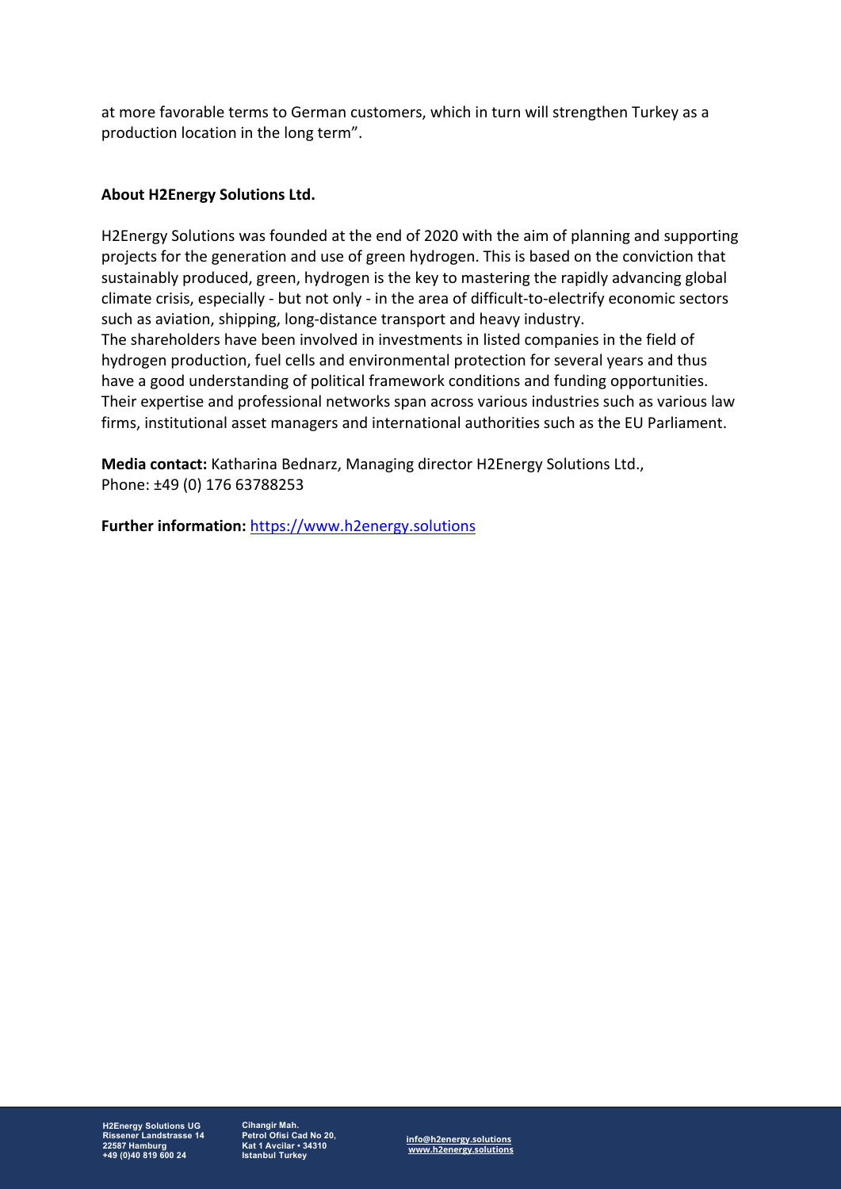at more favorable terms to German customers, which in turn will strengthen Turkey as a production location in the long term".

**About H2Energy Solutions Ltd.**

H2Energy Solutions was founded at the end of 2020 with the aim of planning and supporting projects for the generation and use of green hydrogen. This is based on the conviction that sustainably produced, green, hydrogen is the key to mastering the rapidly advancing global climate crisis, especially - but not only - in the area of difficult-to-electrify economic sectors such as aviation, shipping, long-distance transport and heavy industry.
The shareholders have been involved in investments in listed companies in the field of hydrogen production, fuel cells and environmental protection for several years and thus have a good understanding of political framework conditions and funding opportunities. Their expertise and professional networks span across various industries such as various law firms, institutional asset managers and international authorities such as the EU Parliament.

**Media contact:** Katharina Bednarz, Managing director H2Energy Solutions Ltd., Phone: ±49 (0) 176 63788253

**Further information:** https://www.h2energy.solutions

H2Energy Solutions UG
Rissener Landstrasse 14
22587 Hamburg
+49 (0)40 819 600 24

Cihangir Mah.
Petrol Ofisi Cad No 20,
Kat 1 Avcilar • 34310
Istanbul Turkey

info@h2energy.solutions
www.h2energy.solutions